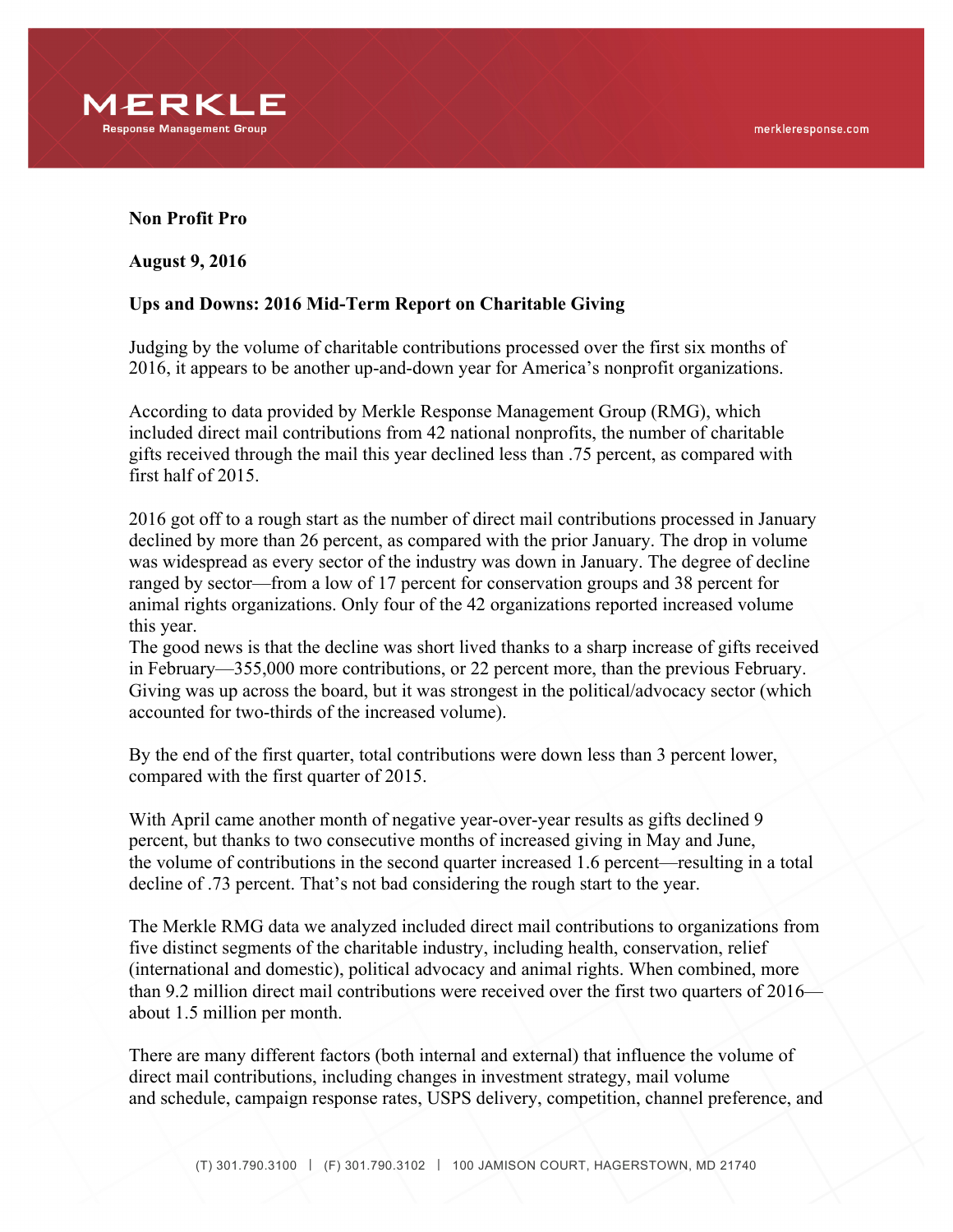**Non Profit Pro**

**August 9, 2016**

**Ups and Downs: 2016 Mid-Term Report on Charitable Giving**

Judging by the volume of charitable contributions processed over the first six months of 2016, it appears to be another up-and-down year for America's nonprofit organizations.

According to data provided by Merkle Response Management Group (RMG), which included direct mail contributions from 42 national nonprofits, the number of charitable gifts received through the mail this year declined less than .75 percent, as compared with first half of 2015.

2016 got off to a rough start as the number of direct mail contributions processed in January declined by more than 26 percent, as compared with the prior January. The drop in volume was widespread as every sector of the industry was down in January. The degree of decline ranged by sector—from a low of 17 percent for conservation groups and 38 percent for animal rights organizations. Only four of the 42 organizations reported increased volume this year.
The good news is that the decline was short lived thanks to a sharp increase of gifts received in February—355,000 more contributions, or 22 percent more, than the previous February. Giving was up across the board, but it was strongest in the political/advocacy sector (which accounted for two-thirds of the increased volume).

By the end of the first quarter, total contributions were down less than 3 percent lower, compared with the first quarter of 2015.

With April came another month of negative year-over-year results as gifts declined 9 percent, but thanks to two consecutive months of increased giving in May and June, the volume of contributions in the second quarter increased 1.6 percent—resulting in a total decline of .73 percent. That's not bad considering the rough start to the year.

The Merkle RMG data we analyzed included direct mail contributions to organizations from five distinct segments of the charitable industry, including health, conservation, relief (international and domestic), political advocacy and animal rights. When combined, more than 9.2 million direct mail contributions were received over the first two quarters of 2016—about 1.5 million per month.

There are many different factors (both internal and external) that influence the volume of direct mail contributions, including changes in investment strategy, mail volume and schedule, campaign response rates, USPS delivery, competition, channel preference, and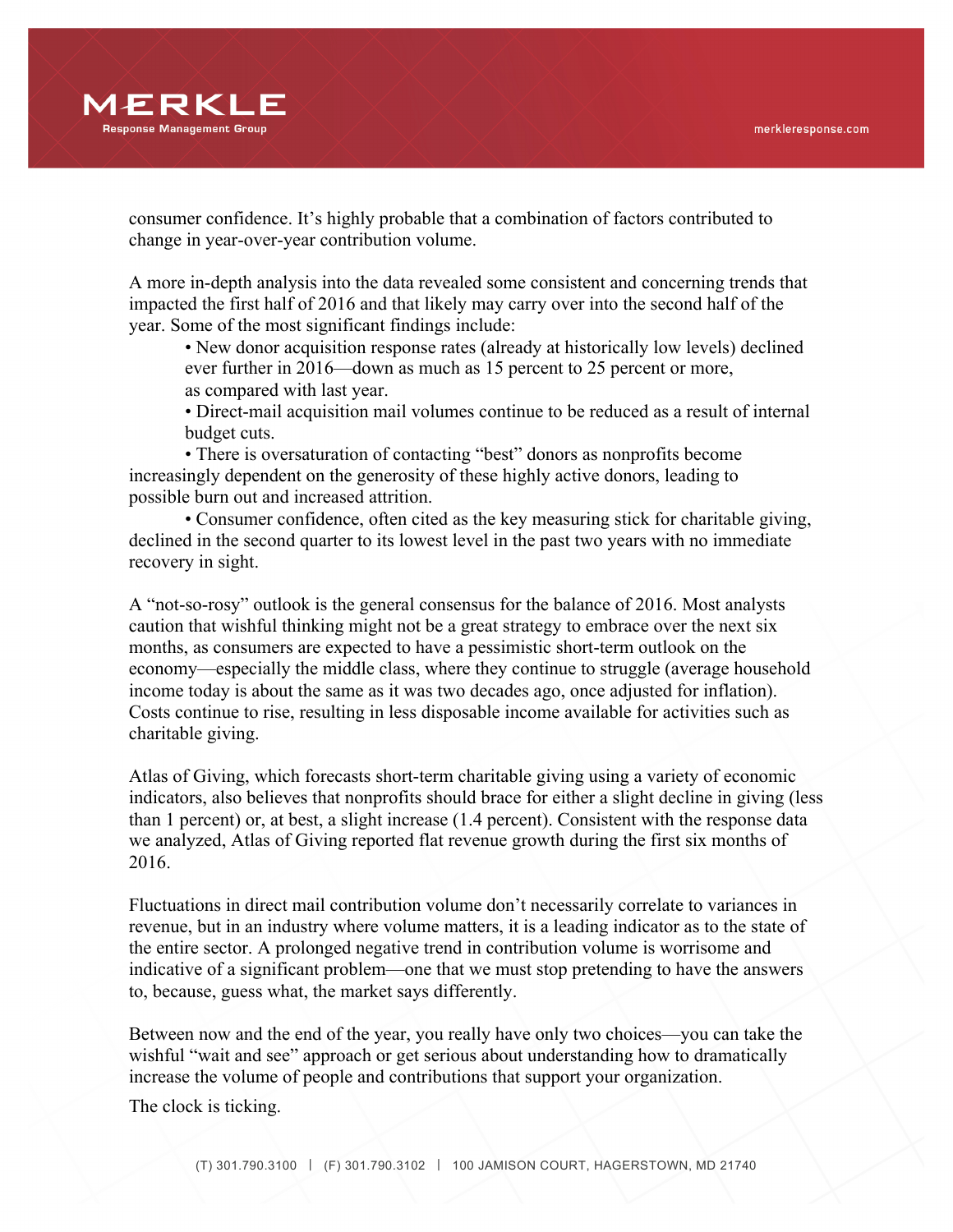consumer confidence. It's highly probable that a combination of factors contributed to change in year-over-year contribution volume.

A more in-depth analysis into the data revealed some consistent and concerning trends that impacted the first half of 2016 and that likely may carry over into the second half of the year. Some of the most significant findings include:

- New donor acquisition response rates (already at historically low levels) declined ever further in 2016—down as much as 15 percent to 25 percent or more, as compared with last year.
- Direct-mail acquisition mail volumes continue to be reduced as a result of internal budget cuts.
- There is oversaturation of contacting "best" donors as nonprofits become increasingly dependent on the generosity of these highly active donors, leading to possible burn out and increased attrition.
- Consumer confidence, often cited as the key measuring stick for charitable giving, declined in the second quarter to its lowest level in the past two years with no immediate recovery in sight.

A "not-so-rosy" outlook is the general consensus for the balance of 2016. Most analysts caution that wishful thinking might not be a great strategy to embrace over the next six months, as consumers are expected to have a pessimistic short-term outlook on the economy—especially the middle class, where they continue to struggle (average household income today is about the same as it was two decades ago, once adjusted for inflation). Costs continue to rise, resulting in less disposable income available for activities such as charitable giving.

Atlas of Giving, which forecasts short-term charitable giving using a variety of economic indicators, also believes that nonprofits should brace for either a slight decline in giving (less than 1 percent) or, at best, a slight increase (1.4 percent). Consistent with the response data we analyzed, Atlas of Giving reported flat revenue growth during the first six months of 2016.

Fluctuations in direct mail contribution volume don't necessarily correlate to variances in revenue, but in an industry where volume matters, it is a leading indicator as to the state of the entire sector. A prolonged negative trend in contribution volume is worrisome and indicative of a significant problem—one that we must stop pretending to have the answers to, because, guess what, the market says differently.

Between now and the end of the year, you really have only two choices—you can take the wishful "wait and see" approach or get serious about understanding how to dramatically increase the volume of people and contributions that support your organization.

The clock is ticking.